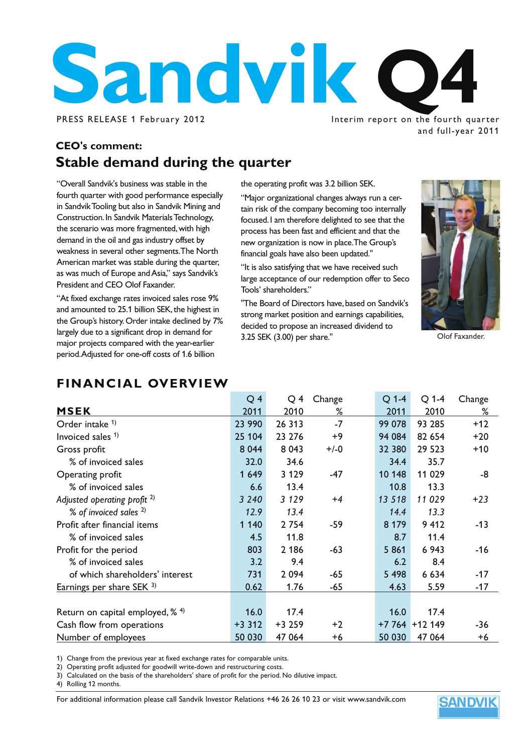# Sandvik Q4

PRESS RELEASE 1 February 2012

Interim report on the fourth quarter and full-year 2011

## CEO's comment:

## Stable demand during the quarter

"Overall Sandvik's business was stable in the fourth quarter with good performance especially in Sandvik Tooling but also in Sandvik Mining and Construction. In Sandvik Materials Technology, the scenario was more fragmented, with high demand in the oil and gas industry offset by weakness in several other segments. The North American market was stable during the quarter, as was much of Europe and Asia," says Sandvik's President and CEO Olof Faxander.

"At fixed exchange rates invoiced sales rose 9% and amounted to 25.1 billion SEK, the highest in the Group's history. Order intake declined by 7% largely due to a significant drop in demand for major projects compared with the year-earlier period. Adjusted for one-off costs of 1.6 billion the operating profit was 3.2 billion SEK.

"Major organizational changes always run a certain risk of the company becoming too internally focused. I am therefore delighted to see that the process has been fast and efficient and that the new organization is now in place. The Group's financial goals have also been updated."

"It is also satisfying that we have received such large acceptance of our redemption offer to Seco Tools' shareholders."

"The Board of Directors have, based on Sandvik's strong market position and earnings capabilities, decided to propose an increased dividend to 3.25 SEK (3.00) per share."

Olof Faxander.

## FINANCIAL OVERVIEW

| MSEK | Q 4 2011 | Q 4 2010 | Change % | Q 1-4 2011 | Q 1-4 2010 | Change % |
|---|---|---|---|---|---|---|
| Order intake [1] | 23 990 | 26 313 | -7 | 99 078 | 93 285 | +12 |
| Invoiced sales [1] | 25 104 | 23 276 | +9 | 94 084 | 82 654 | +20 |
| Gross profit | 8 044 | 8 043 | +/-0 | 32 380 | 29 523 | +10 |
| % of invoiced sales | 32.0 | 34.6 | | 34.4 | 35.7 | |
| Operating profit | 1 649 | 3 129 | -47 | 10 148 | 11 029 | -8 |
| % of invoiced sales | 6.6 | 13.4 | | 10.8 | 13.3 | |
| *Adjusted operating profit* [2] | *3 240* | *3 129* | *+4* | *13 518* | *11 029* | *+23* |
| *% of invoiced sales* [2] | *12.9* | *13.4* | | *14.4* | *13.3* | |
| Profit after financial items | 1 140 | 2 754 | -59 | 8 179 | 9 412 | -13 |
| % of invoiced sales | 4.5 | 11.8 | | 8.7 | 11.4 | |
| Profit for the period | 803 | 2 186 | -63 | 5 861 | 6 943 | -16 |
| % of invoiced sales | 3.2 | 9.4 | | 6.2 | 8.4 | |
| of which shareholders' interest | 731 | 2 094 | -65 | 5 498 | 6 634 | -17 |
| Earnings per share SEK [3] | 0.62 | 1.76 | -65 | 4.63 | 5.59 | -17 |
| | | | | | | |
| Return on capital employed, % [4] | 16.0 | 17.4 | | 16.0 | 17.4 | |
| Cash flow from operations | +3 312 | +3 259 | +2 | +7 764 | +12 149 | -36 |
| Number of employees | 50 030 | 47 064 | +6 | 50 030 | 47 064 | +6 |

1) Change from the previous year at fixed exchange rates for comparable units.
2) Operating profit adjusted for goodwill write-down and restructuring costs.
3) Calculated on the basis of the shareholders' share of profit for the period. No dilutive impact.
4) Rolling 12 months.

For additional information please call Sandvik Investor Relations +46 26 26 10 23 or visit www.sandvik.com

SANDVIK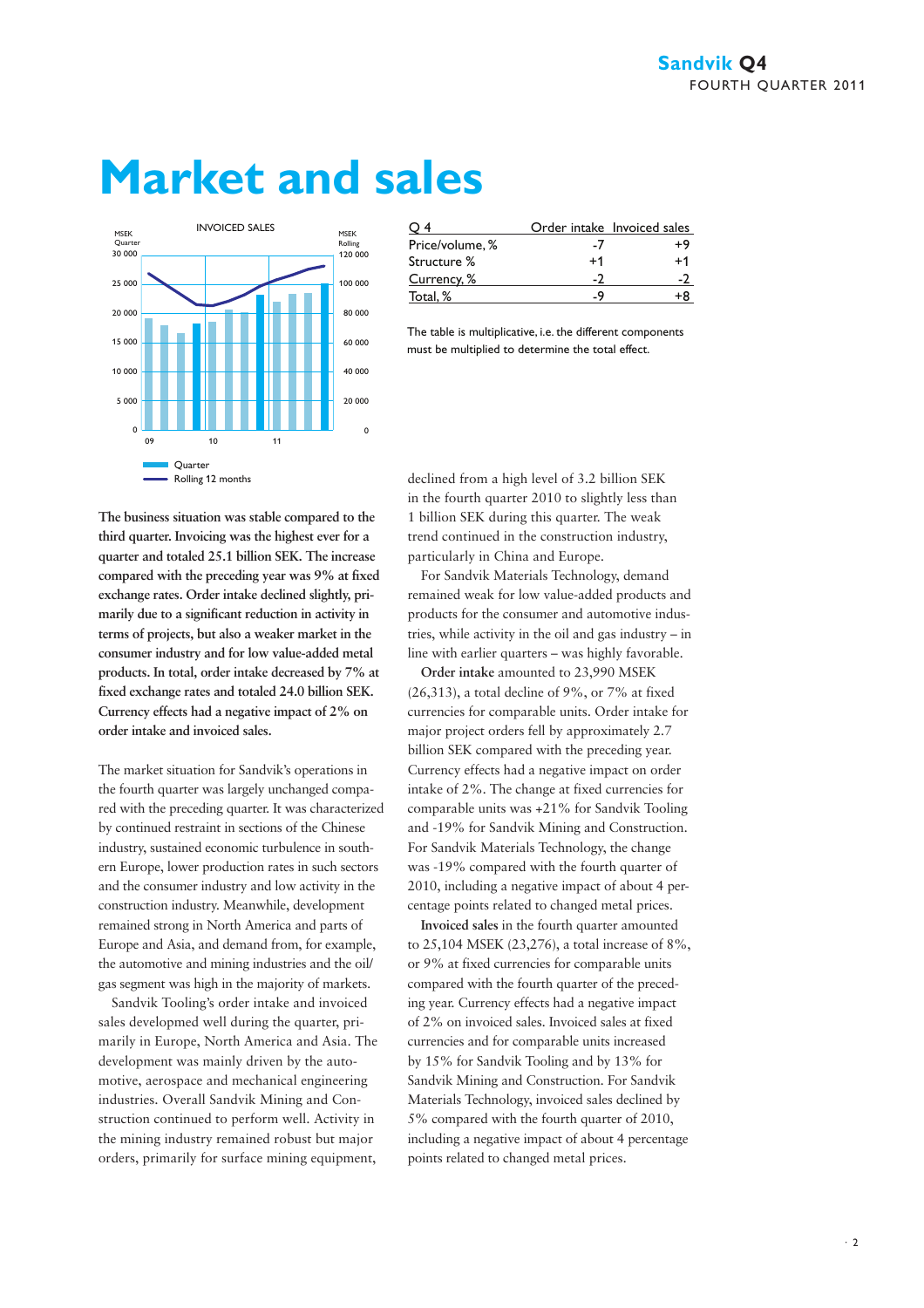# Market and sales

| Q 4 | Order intake | Invoiced sales |
|---|---|---|
| Price/volume, % | -7 | +9 |
| Structure % | +1 | +1 |
| Currency, % | -2 | -2 |
| Total, % | -9 | +8 |

The table is multiplicative, i.e. the different components must be multiplied to determine the total effect.

**The business situation was stable compared to the third quarter. Invoicing was the highest ever for a quarter and totaled 25.1 billion SEK. The increase compared with the preceding year was 9% at fixed exchange rates. Order intake declined slightly, primarily due to a significant reduction in activity in terms of projects, but also a weaker market in the consumer industry and for low value-added metal products. In total, order intake decreased by 7% at fixed exchange rates and totaled 24.0 billion SEK. Currency effects had a negative impact of 2% on order intake and invoiced sales.**

The market situation for Sandvik's operations in the fourth quarter was largely unchanged compared with the preceding quarter. It was characterized by continued restraint in sections of the Chinese industry, sustained economic turbulence in southern Europe, lower production rates in such sectors and the consumer industry and low activity in the construction industry. Meanwhile, development remained strong in North America and parts of Europe and Asia, and demand from, for example, the automotive and mining industries and the oil/gas segment was high in the majority of markets.

Sandvik Tooling's order intake and invoiced sales developmed well during the quarter, primarily in Europe, North America and Asia. The development was mainly driven by the automotive, aerospace and mechanical engineering industries. Overall Sandvik Mining and Construction continued to perform well. Activity in the mining industry remained robust but major orders, primarily for surface mining equipment, declined from a high level of 3.2 billion SEK in the fourth quarter 2010 to slightly less than 1 billion SEK during this quarter. The weak trend continued in the construction industry, particularly in China and Europe.

For Sandvik Materials Technology, demand remained weak for low value-added products and products for the consumer and automotive industries, while activity in the oil and gas industry – in line with earlier quarters – was highly favorable.

**Order intake** amounted to 23,990 MSEK (26,313), a total decline of 9%, or 7% at fixed currencies for comparable units. Order intake for major project orders fell by approximately 2.7 billion SEK compared with the preceding year. Currency effects had a negative impact on order intake of 2%. The change at fixed currencies for comparable units was +21% for Sandvik Tooling and -19% for Sandvik Mining and Construction. For Sandvik Materials Technology, the change was -19% compared with the fourth quarter of 2010, including a negative impact of about 4 percentage points related to changed metal prices.

**Invoiced sales** in the fourth quarter amounted to 25,104 MSEK (23,276), a total increase of 8%, or 9% at fixed currencies for comparable units compared with the fourth quarter of the preceding year. Currency effects had a negative impact of 2% on invoiced sales. Invoiced sales at fixed currencies and for comparable units increased by 15% for Sandvik Tooling and by 13% for Sandvik Mining and Construction. For Sandvik Materials Technology, invoiced sales declined by 5% compared with the fourth quarter of 2010, including a negative impact of about 4 percentage points related to changed metal prices.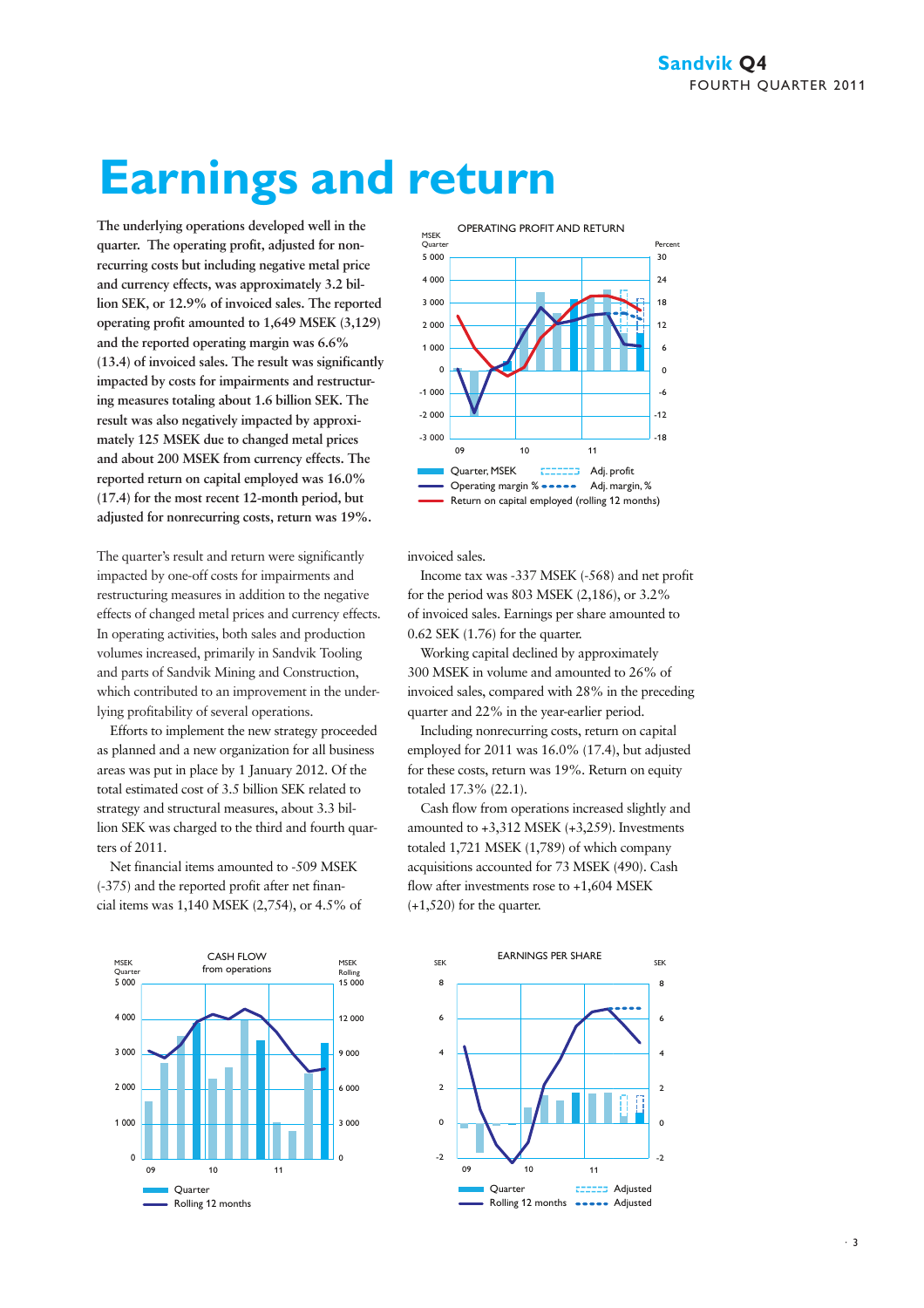# Earnings and return

**The underlying operations developed well in the quarter. The operating profit, adjusted for nonrecurring costs but including negative metal price and currency effects, was approximately 3.2 billion SEK, or 12.9% of invoiced sales. The reported operating profit amounted to 1,649 MSEK (3,129) and the reported operating margin was 6.6% (13.4) of invoiced sales. The result was significantly impacted by costs for impairments and restructuring measures totaling about 1.6 billion SEK. The result was also negatively impacted by approximately 125 MSEK due to changed metal prices and about 200 MSEK from currency effects. The reported return on capital employed was 16.0% (17.4) for the most recent 12-month period, but adjusted for nonrecurring costs, return was 19%.**

The quarter's result and return were significantly impacted by one-off costs for impairments and restructuring measures in addition to the negative effects of changed metal prices and currency effects. In operating activities, both sales and production volumes increased, primarily in Sandvik Tooling and parts of Sandvik Mining and Construction, which contributed to an improvement in the underlying profitability of several operations.

Efforts to implement the new strategy proceeded as planned and a new organization for all business areas was put in place by 1 January 2012. Of the total estimated cost of 3.5 billion SEK related to strategy and structural measures, about 3.3 billion SEK was charged to the third and fourth quarters of 2011.

Net financial items amounted to -509 MSEK (-375) and the reported profit after net financial items was 1,140 MSEK (2,754), or 4.5% of invoiced sales.

Income tax was -337 MSEK (-568) and net profit for the period was 803 MSEK (2,186), or 3.2% of invoiced sales. Earnings per share amounted to 0.62 SEK (1.76) for the quarter.

Working capital declined by approximately 300 MSEK in volume and amounted to 26% of invoiced sales, compared with 28% in the preceding quarter and 22% in the year-earlier period.

Including nonrecurring costs, return on capital employed for 2011 was 16.0% (17.4), but adjusted for these costs, return was 19%. Return on equity totaled 17.3% (22.1).

Cash flow from operations increased slightly and amounted to +3,312 MSEK (+3,259). Investments totaled 1,721 MSEK (1,789) of which company acquisitions accounted for 73 MSEK (490). Cash flow after investments rose to +1,604 MSEK (+1,520) for the quarter.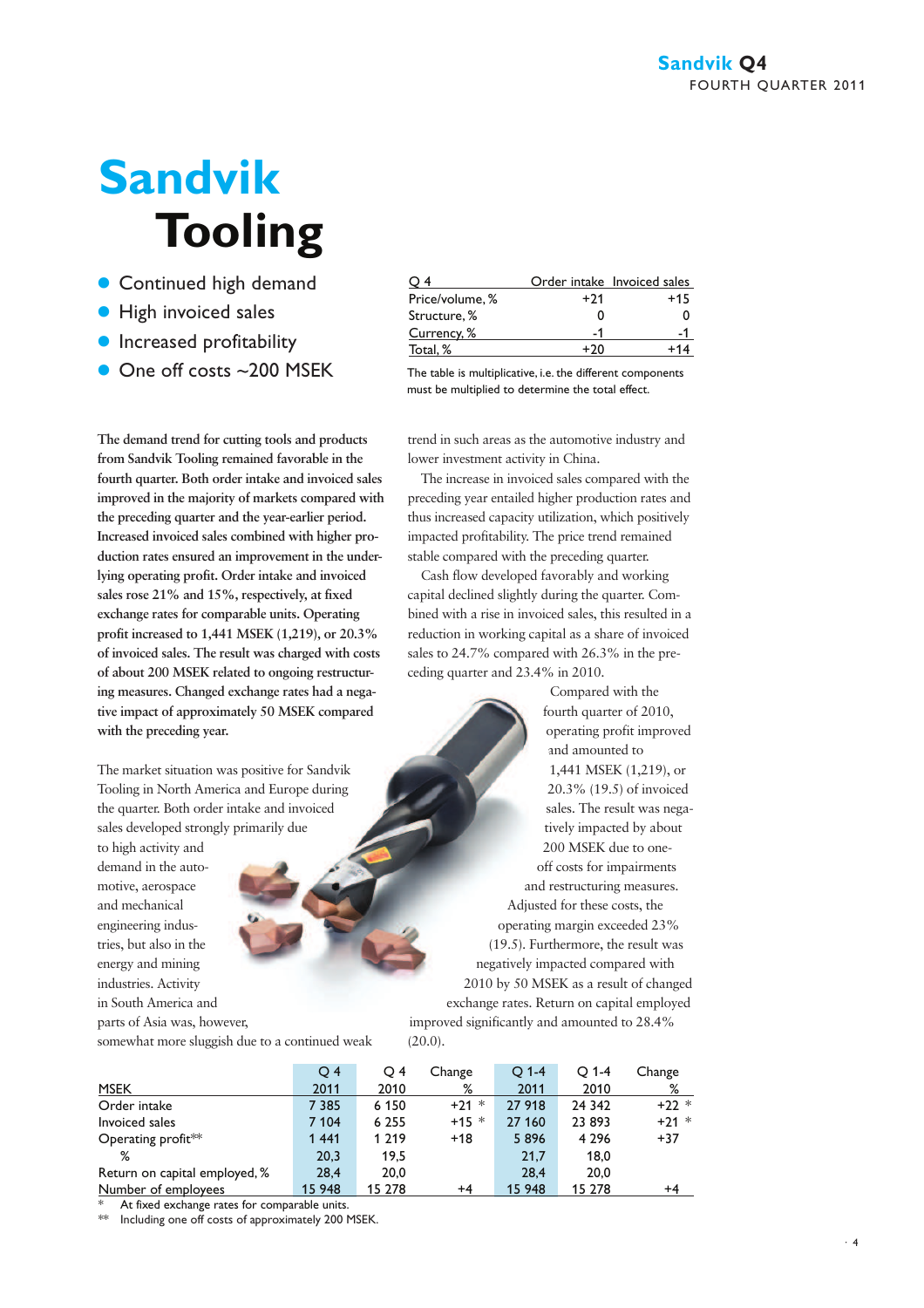# Sandvik Tooling

- Continued high demand
- High invoiced sales
- Increased profitability
- One off costs ~200 MSEK

| Q 4 | Order intake | Invoiced sales |
|---|---|---|
| Price/volume, % | +21 | +15 |
| Structure, % | 0 | 0 |
| Currency, % | -1 | -1 |
| Total, % | +20 | +14 |

The table is multiplicative, i.e. the different components must be multiplied to determine the total effect.

**The demand trend for cutting tools and products from Sandvik Tooling remained favorable in the fourth quarter. Both order intake and invoiced sales improved in the majority of markets compared with the preceding quarter and the year-earlier period. Increased invoiced sales combined with higher production rates ensured an improvement in the underlying operating profit. Order intake and invoiced sales rose 21% and 15%, respectively, at fixed exchange rates for comparable units. Operating profit increased to 1,441 MSEK (1,219), or 20.3% of invoiced sales. The result was charged with costs of about 200 MSEK related to ongoing restructuring measures. Changed exchange rates had a negative impact of approximately 50 MSEK compared with the preceding year.**

The market situation was positive for Sandvik Tooling in North America and Europe during the quarter. Both order intake and invoiced sales developed strongly primarily due to high activity and demand in the automotive, aerospace and mechanical engineering industries, but also in the energy and mining industries. Activity in South America and parts of Asia was, however, somewhat more sluggish due to a continued weak trend in such areas as the automotive industry and lower investment activity in China.

The increase in invoiced sales compared with the preceding year entailed higher production rates and thus increased capacity utilization, which positively impacted profitability. The price trend remained stable compared with the preceding quarter.

Cash flow developed favorably and working capital declined slightly during the quarter. Combined with a rise in invoiced sales, this resulted in a reduction in working capital as a share of invoiced sales to 24.7% compared with 26.3% in the preceding quarter and 23.4% in 2010.

Compared with the fourth quarter of 2010, operating profit improved and amounted to 1,441 MSEK (1,219), or 20.3% (19.5) of invoiced sales. The result was negatively impacted by about 200 MSEK due to one-off costs for impairments and restructuring measures. Adjusted for these costs, the operating margin exceeded 23% (19.5). Furthermore, the result was negatively impacted compared with 2010 by 50 MSEK as a result of changed exchange rates. Return on capital employed improved significantly and amounted to 28.4% (20.0).

| MSEK | Q 4 2011 | Q 4 2010 | Change % | Q 1-4 2011 | Q 1-4 2010 | Change % |
|---|---|---|---|---|---|---|
| Order intake | 7 385 | 6 150 | +21 * | 27 918 | 24 342 | +22 * |
| Invoiced sales | 7 104 | 6 255 | +15 * | 27 160 | 23 893 | +21 * |
| Operating profit** | 1 441 | 1 219 | +18 | 5 896 | 4 296 | +37 |
| % | 20,3 | 19,5 | | 21,7 | 18,0 | |
| Return on capital employed, % | 28,4 | 20,0 | | 28,4 | 20,0 | |
| Number of employees | 15 948 | 15 278 | +4 | 15 948 | 15 278 | +4 |

\* At fixed exchange rates for comparable units.
\** Including one off costs of approximately 200 MSEK.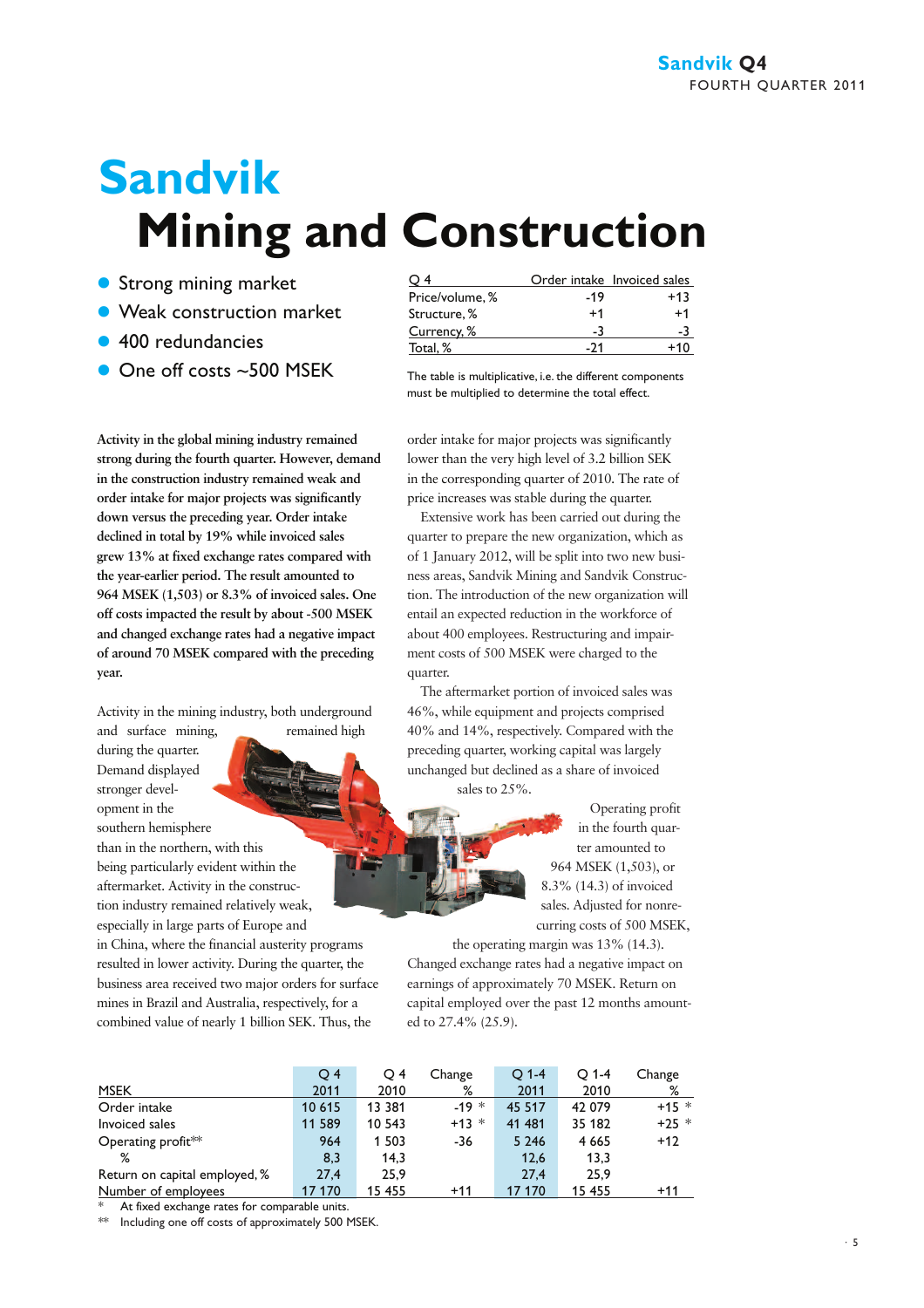# Sandvik Mining and Construction

- Strong mining market
- Weak construction market
- 400 redundancies
- One off costs ~500 MSEK

| Q 4 | Order intake | Invoiced sales |
|---|---|---|
| Price/volume, % | -19 | +13 |
| Structure, % | +1 | +1 |
| Currency, % | -3 | -3 |
| Total, % | -21 | +10 |

The table is multiplicative, i.e. the different components must be multiplied to determine the total effect.

**Activity in the global mining industry remained strong during the fourth quarter. However, demand in the construction industry remained weak and order intake for major projects was significantly down versus the preceding year. Order intake declined in total by 19% while invoiced sales grew 13% at fixed exchange rates compared with the year-earlier period. The result amounted to 964 MSEK (1,503) or 8.3% of invoiced sales. One off costs impacted the result by about -500 MSEK and changed exchange rates had a negative impact of around 70 MSEK compared with the preceding year.**

Activity in the mining industry, both underground and surface mining, remained high during the quarter. Demand displayed stronger development in the southern hemisphere than in the northern, with this being particularly evident within the aftermarket. Activity in the construction industry remained relatively weak, especially in large parts of Europe and in China, where the financial austerity programs resulted in lower activity. During the quarter, the business area received two major orders for surface mines in Brazil and Australia, respectively, for a combined value of nearly 1 billion SEK. Thus, the order intake for major projects was significantly lower than the very high level of 3.2 billion SEK in the corresponding quarter of 2010. The rate of price increases was stable during the quarter.

Extensive work has been carried out during the quarter to prepare the new organization, which as of 1 January 2012, will be split into two new business areas, Sandvik Mining and Sandvik Construction. The introduction of the new organization will entail an expected reduction in the workforce of about 400 employees. Restructuring and impairment costs of 500 MSEK were charged to the quarter.

The aftermarket portion of invoiced sales was 46%, while equipment and projects comprised 40% and 14%, respectively. Compared with the preceding quarter, working capital was largely unchanged but declined as a share of invoiced sales to 25%.

Operating profit in the fourth quarter amounted to 964 MSEK (1,503), or 8.3% (14.3) of invoiced sales. Adjusted for nonrecurring costs of 500 MSEK, the operating margin was 13% (14.3). Changed exchange rates had a negative impact on earnings of approximately 70 MSEK. Return on capital employed over the past 12 months amounted to 27.4% (25.9).

| MSEK | Q 4 2011 | Q 4 2010 | Change % | Q 1-4 2011 | Q 1-4 2010 | Change % |
|---|---|---|---|---|---|---|
| Order intake | 10 615 | 13 381 | -19 * | 45 517 | 42 079 | +15 * |
| Invoiced sales | 11 589 | 10 543 | +13 * | 41 481 | 35 182 | +25 * |
| Operating profit** | 964 | 1 503 | -36 | 5 246 | 4 665 | +12 |
| % | 8,3 | 14,3 | | 12,6 | 13,3 | |
| Return on capital employed, % | 27,4 | 25,9 | | 27,4 | 25,9 | |
| Number of employees | 17 170 | 15 455 | +11 | 17 170 | 15 455 | +11 |

\* At fixed exchange rates for comparable units.

\*\* Including one off costs of approximately 500 MSEK.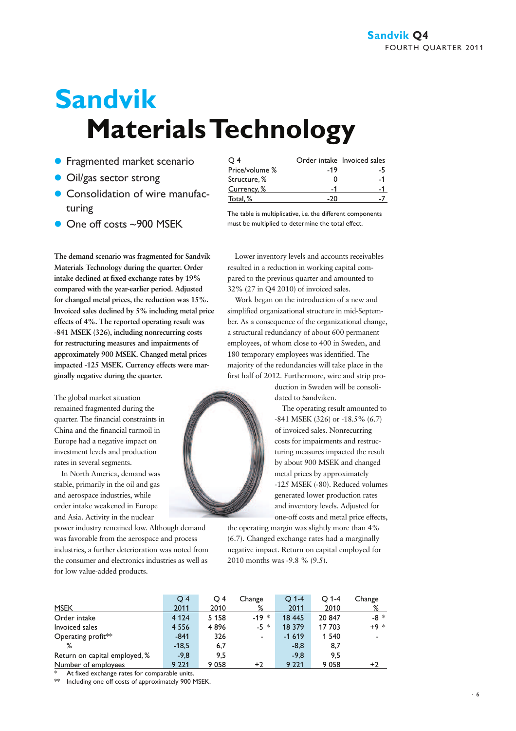# Sandvik Materials Technology

- Fragmented market scenario
- Oil/gas sector strong
- Consolidation of wire manufacturing
- One off costs ~900 MSEK

| Q 4 | Order intake | Invoiced sales |
|---|---|---|
| Price/volume % | -19 | -5 |
| Structure, % | 0 | -1 |
| Currency, % | -1 | -1 |
| Total, % | -20 | -7 |

The table is multiplicative, i.e. the different components must be multiplied to determine the total effect.

**The demand scenario was fragmented for Sandvik Materials Technology during the quarter. Order intake declined at fixed exchange rates by 19% compared with the year-earlier period. Adjusted for changed metal prices, the reduction was 15%. Invoiced sales declined by 5% including metal price effects of 4%. The reported operating result was -841 MSEK (326), including nonrecurring costs for restructuring measures and impairments of approximately 900 MSEK. Changed metal prices impacted -125 MSEK. Currency effects were marginally negative during the quarter.**

The global market situation remained fragmented during the quarter. The financial constraints in China and the financial turmoil in Europe had a negative impact on investment levels and production rates in several segments.

In North America, demand was stable, primarily in the oil and gas and aerospace industries, while order intake weakened in Europe and Asia. Activity in the nuclear power industry remained low. Although demand was favorable from the aerospace and process industries, a further deterioration was noted from the consumer and electronics industries as well as for low value-added products.

Lower inventory levels and accounts receivables resulted in a reduction in working capital compared to the previous quarter and amounted to 32% (27 in Q4 2010) of invoiced sales.

Work began on the introduction of a new and simplified organizational structure in mid-September. As a consequence of the organizational change, a structural redundancy of about 600 permanent employees, of whom close to 400 in Sweden, and 180 temporary employees was identified. The majority of the redundancies will take place in the first half of 2012. Furthermore, wire and strip production in Sweden will be consolidated to Sandviken.

The operating result amounted to -841 MSEK (326) or -18.5% (6.7) of invoiced sales. Nonrecurring costs for impairments and restructuring measures impacted the result by about 900 MSEK and changed metal prices by approximately -125 MSEK (-80). Reduced volumes generated lower production rates and inventory levels. Adjusted for one-off costs and metal price effects, the operating margin was slightly more than 4% (6.7). Changed exchange rates had a marginally negative impact. Return on capital employed for 2010 months was -9.8 % (9.5).

| MSEK | Q 4 2011 | Q 4 2010 | Change % | Q 1-4 2011 | Q 1-4 2010 | Change % |
|---|---|---|---|---|---|---|
| Order intake | 4 124 | 5 158 | -19 * | 18 445 | 20 847 | -8 * |
| Invoiced sales | 4 556 | 4 896 | -5 * | 18 379 | 17 703 | +9 * |
| Operating profit** | -841 | 326 | - | -1 619 | 1 540 | - |
| % | -18,5 | 6,7 | | -8,8 | 8,7 | |
| Return on capital employed, % | -9,8 | 9,5 | | -9,8 | 9,5 | |
| Number of employees | 9 221 | 9 058 | +2 | 9 221 | 9 058 | +2 |

\* At fixed exchange rates for comparable units.
\** Including one off costs of approximately 900 MSEK.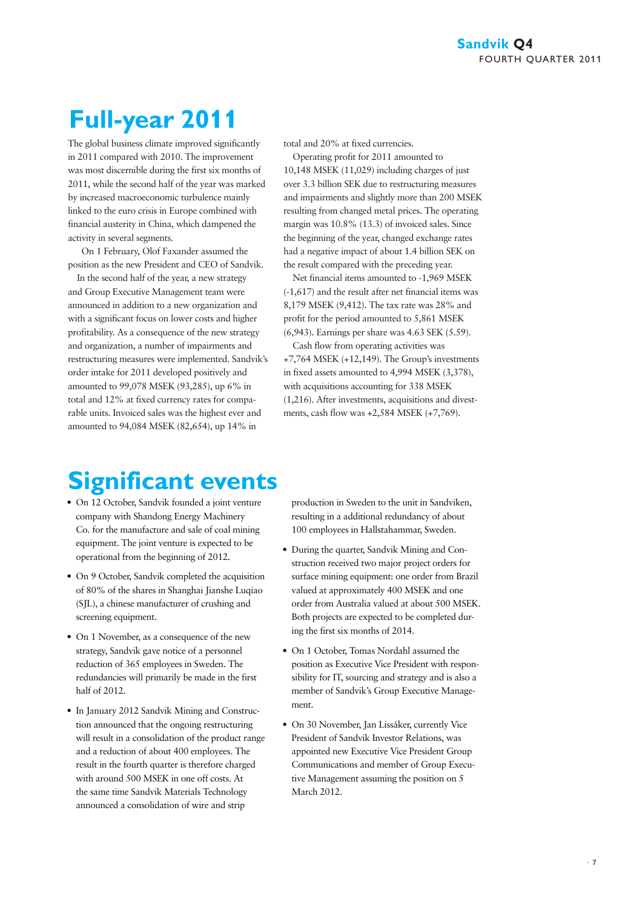# Full-year 2011

The global business climate improved significantly in 2011 compared with 2010. The improvement was most discernible during the first six months of 2011, while the second half of the year was marked by increased macroeconomic turbulence mainly linked to the euro crisis in Europe combined with financial austerity in China, which dampened the activity in several segments.

On 1 February, Olof Faxander assumed the position as the new President and CEO of Sandvik.

In the second half of the year, a new strategy and Group Executive Management team were announced in addition to a new organization and with a significant focus on lower costs and higher profitability. As a consequence of the new strategy and organization, a number of impairments and restructuring measures were implemented. Sandvik's order intake for 2011 developed positively and amounted to 99,078 MSEK (93,285), up 6% in total and 12% at fixed currency rates for comparable units. Invoiced sales was the highest ever and amounted to 94,084 MSEK (82,654), up 14% in total and 20% at fixed currencies.

Operating profit for 2011 amounted to 10,148 MSEK (11,029) including charges of just over 3.3 billion SEK due to restructuring measures and impairments and slightly more than 200 MSEK resulting from changed metal prices. The operating margin was 10.8% (13.3) of invoiced sales. Since the beginning of the year, changed exchange rates had a negative impact of about 1.4 billion SEK on the result compared with the preceding year.

Net financial items amounted to -1,969 MSEK (-1,617) and the result after net financial items was 8,179 MSEK (9,412). The tax rate was 28% and profit for the period amounted to 5,861 MSEK (6,943). Earnings per share was 4.63 SEK (5.59).

Cash flow from operating activities was +7,764 MSEK (+12,149). The Group's investments in fixed assets amounted to 4,994 MSEK (3,378), with acquisitions accounting for 338 MSEK (1,216). After investments, acquisitions and divestments, cash flow was +2,584 MSEK (+7,769).

# Significant events

- On 12 October, Sandvik founded a joint venture company with Shandong Energy Machinery Co. for the manufacture and sale of coal mining equipment. The joint venture is expected to be operational from the beginning of 2012.
- On 9 October, Sandvik completed the acquisition of 80% of the shares in Shanghai Jianshe Luqiao (SJL), a chinese manufacturer of crushing and screening equipment.
- On 1 November, as a consequence of the new strategy, Sandvik gave notice of a personnel reduction of 365 employees in Sweden. The redundancies will primarily be made in the first half of 2012.
- In January 2012 Sandvik Mining and Construction announced that the ongoing restructuring will result in a consolidation of the product range and a reduction of about 400 employees. The result in the fourth quarter is therefore charged with around 500 MSEK in one off costs. At the same time Sandvik Materials Technology announced a consolidation of wire and strip production in Sweden to the unit in Sandviken, resulting in a additional redundancy of about 100 employees in Hallstahammar, Sweden.
- During the quarter, Sandvik Mining and Construction received two major project orders for surface mining equipment: one order from Brazil valued at approximately 400 MSEK and one order from Australia valued at about 500 MSEK. Both projects are expected to be completed during the first six months of 2014.
- On 1 October, Tomas Nordahl assumed the position as Executive Vice President with responsibility for IT, sourcing and strategy and is also a member of Sandvik's Group Executive Management.
- On 30 November, Jan Lissåker, currently Vice President of Sandvik Investor Relations, was appointed new Executive Vice President Group Communications and member of Group Executive Management assuming the position on 5 March 2012.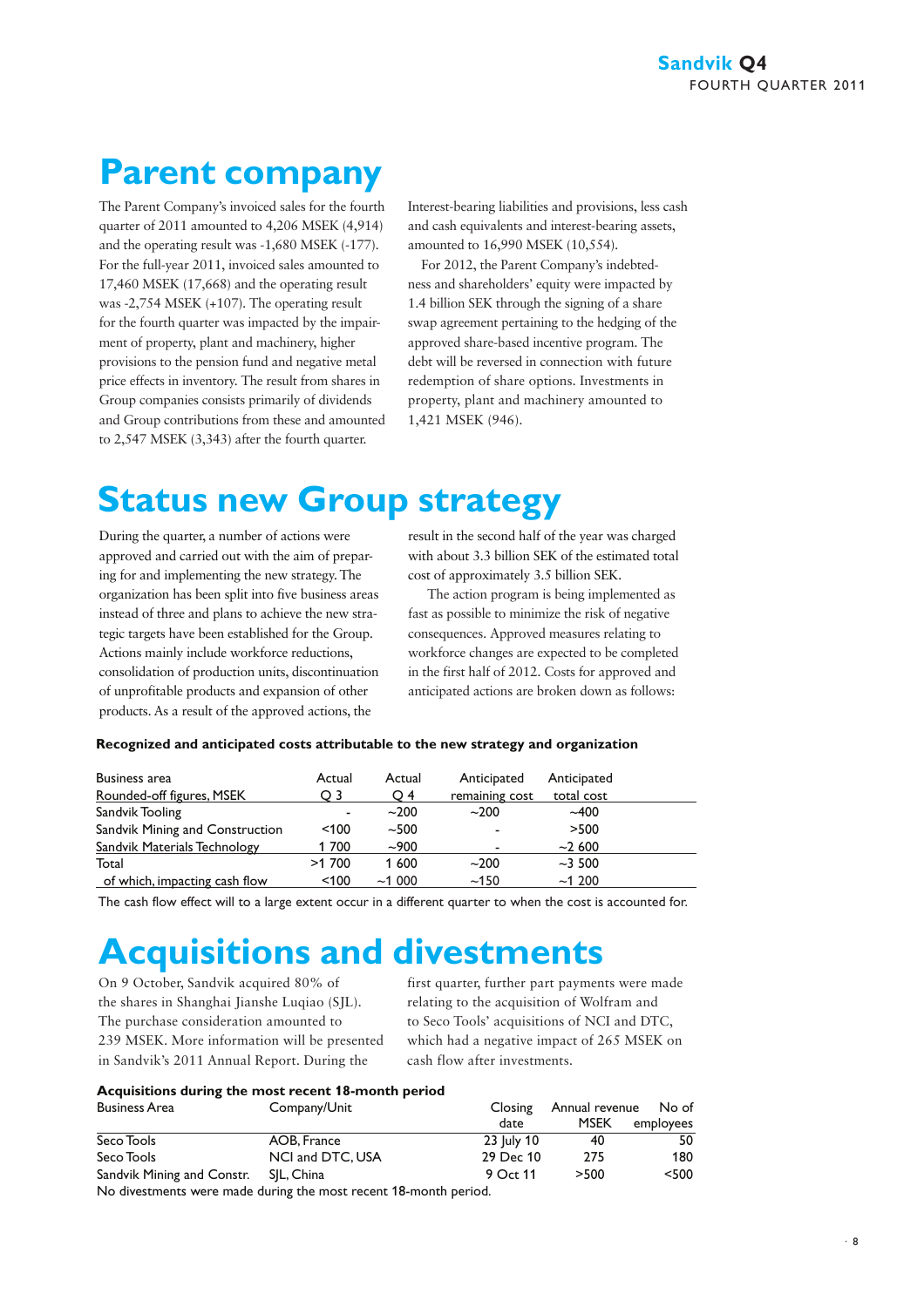# Parent company

The Parent Company's invoiced sales for the fourth quarter of 2011 amounted to 4,206 MSEK (4,914) and the operating result was -1,680 MSEK (-177). For the full-year 2011, invoiced sales amounted to 17,460 MSEK (17,668) and the operating result was -2,754 MSEK (+107). The operating result for the fourth quarter was impacted by the impairment of property, plant and machinery, higher provisions to the pension fund and negative metal price effects in inventory. The result from shares in Group companies consists primarily of dividends and Group contributions from these and amounted to 2,547 MSEK (3,343) after the fourth quarter.

Interest-bearing liabilities and provisions, less cash and cash equivalents and interest-bearing assets, amounted to 16,990 MSEK (10,554).

For 2012, the Parent Company's indebtedness and shareholders' equity were impacted by 1.4 billion SEK through the signing of a share swap agreement pertaining to the hedging of the approved share-based incentive program. The debt will be reversed in connection with future redemption of share options. Investments in property, plant and machinery amounted to 1,421 MSEK (946).

# Status new Group strategy

During the quarter, a number of actions were approved and carried out with the aim of preparing for and implementing the new strategy. The organization has been split into five business areas instead of three and plans to achieve the new strategic targets have been established for the Group. Actions mainly include workforce reductions, consolidation of production units, discontinuation of unprofitable products and expansion of other products. As a result of the approved actions, the result in the second half of the year was charged with about 3.3 billion SEK of the estimated total cost of approximately 3.5 billion SEK.

The action program is being implemented as fast as possible to minimize the risk of negative consequences. Approved measures relating to workforce changes are expected to be completed in the first half of 2012. Costs for approved and anticipated actions are broken down as follows:

**Recognized and anticipated costs attributable to the new strategy and organization**

| Business area<br>Rounded-off figures, MSEK | Actual<br>Q 3 | Actual<br>Q 4 | Anticipated<br>remaining cost | Anticipated<br>total cost |
|---|---|---|---|---|
| Sandvik Tooling | - | ~200 | ~200 | ~400 |
| Sandvik Mining and Construction | <100 | ~500 | - | >500 |
| Sandvik Materials Technology | 1 700 | ~900 | - | ~2 600 |
| Total | >1 700 | 1 600 | ~200 | ~3 500 |
| of which, impacting cash flow | <100 | ~1 000 | ~150 | ~1 200 |

The cash flow effect will to a large extent occur in a different quarter to when the cost is accounted for.

# Acquisitions and divestments

On 9 October, Sandvik acquired 80% of the shares in Shanghai Jianshe Luqiao (SJL). The purchase consideration amounted to 239 MSEK. More information will be presented in Sandvik's 2011 Annual Report. During the first quarter, further part payments were made relating to the acquisition of Wolfram and to Seco Tools' acquisitions of NCI and DTC, which had a negative impact of 265 MSEK on cash flow after investments.

**Acquisitions during the most recent 18-month period**

| Business Area | Company/Unit | Closing date | Annual revenue MSEK | No of employees |
|---|---|---|---|---|
| Seco Tools | AOB, France | 23 July 10 | 40 | 50 |
| Seco Tools | NCI and DTC, USA | 29 Dec 10 | 275 | 180 |
| Sandvik Mining and Constr. | SJL, China | 9 Oct 11 | >500 | <500 |

No divestments were made during the most recent 18-month period.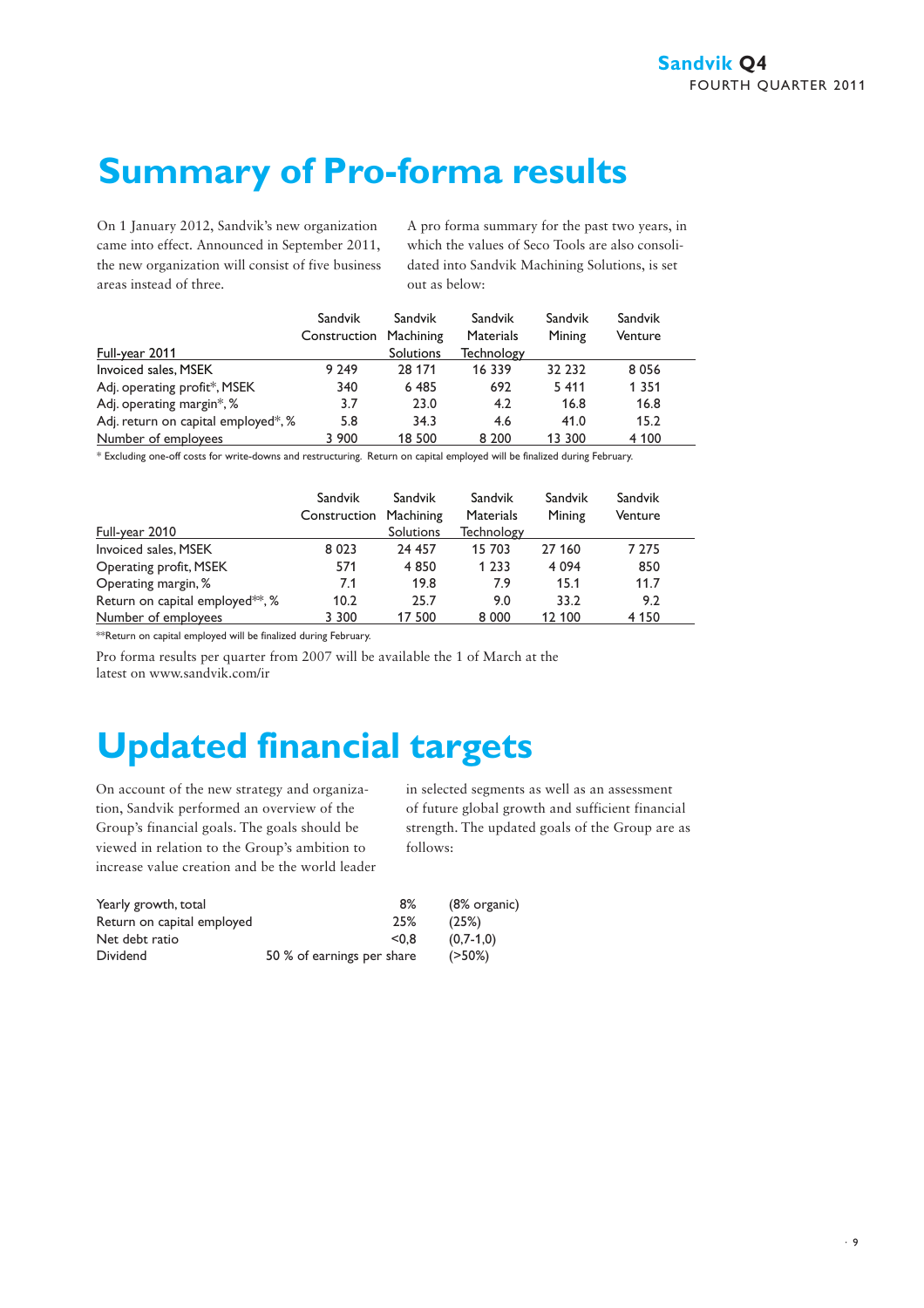# Summary of Pro-forma results

On 1 January 2012, Sandvik's new organization came into effect. Announced in September 2011, the new organization will consist of five business areas instead of three.

A pro forma summary for the past two years, in which the values of Seco Tools are also consolidated into Sandvik Machining Solutions, is set out as below:

| Full-year 2011 | Sandvik Construction | Sandvik Machining Solutions | Sandvik Materials Technology | Sandvik Mining | Sandvik Venture |
|---|---|---|---|---|---|
| Invoiced sales, MSEK | 9 249 | 28 171 | 16 339 | 32 232 | 8 056 |
| Adj. operating profit*, MSEK | 340 | 6 485 | 692 | 5 411 | 1 351 |
| Adj. operating margin*, % | 3.7 | 23.0 | 4.2 | 16.8 | 16.8 |
| Adj. return on capital employed*, % | 5.8 | 34.3 | 4.6 | 41.0 | 15.2 |
| Number of employees | 3 900 | 18 500 | 8 200 | 13 300 | 4 100 |

\* Excluding one-off costs for write-downs and restructuring. Return on capital employed will be finalized during February.

| Full-year 2010 | Sandvik Construction | Sandvik Machining Solutions | Sandvik Materials Technology | Sandvik Mining | Sandvik Venture |
|---|---|---|---|---|---|
| Invoiced sales, MSEK | 8 023 | 24 457 | 15 703 | 27 160 | 7 275 |
| Operating profit, MSEK | 571 | 4 850 | 1 233 | 4 094 | 850 |
| Operating margin, % | 7.1 | 19.8 | 7.9 | 15.1 | 11.7 |
| Return on capital employed**, % | 10.2 | 25.7 | 9.0 | 33.2 | 9.2 |
| Number of employees | 3 300 | 17 500 | 8 000 | 12 100 | 4 150 |

**Return on capital employed will be finalized during February.

Pro forma results per quarter from 2007 will be available the 1 of March at the latest on www.sandvik.com/ir

# Updated financial targets

On account of the new strategy and organization, Sandvik performed an overview of the Group's financial goals. The goals should be viewed in relation to the Group's ambition to increase value creation and be the world leader in selected segments as well as an assessment of future global growth and sufficient financial strength. The updated goals of the Group are as follows:

| | | |
|---|---|---|
| Yearly growth, total | 8% | (8% organic) |
| Return on capital employed | 25% | (25%) |
| Net debt ratio | <0,8 | (0,7-1,0) |
| Dividend | 50 % of earnings per share | (>50%) |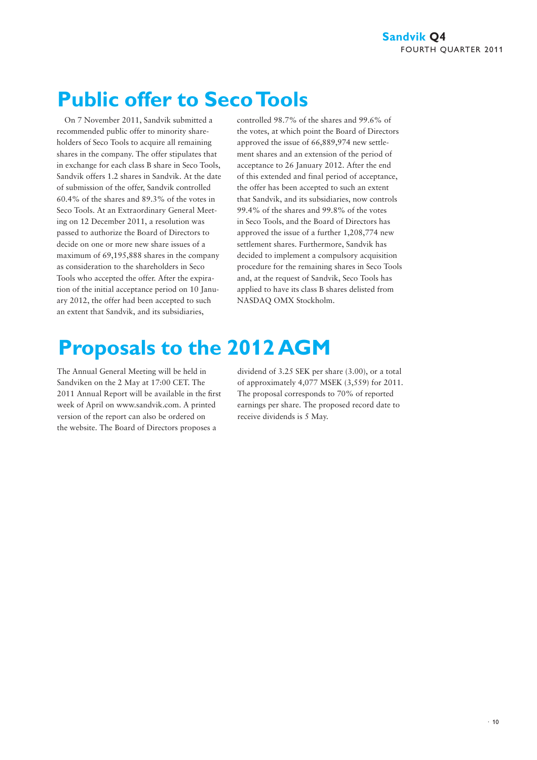# Public offer to Seco Tools

On 7 November 2011, Sandvik submitted a recommended public offer to minority shareholders of Seco Tools to acquire all remaining shares in the company. The offer stipulates that in exchange for each class B share in Seco Tools, Sandvik offers 1.2 shares in Sandvik. At the date of submission of the offer, Sandvik controlled 60.4% of the shares and 89.3% of the votes in Seco Tools. At an Extraordinary General Meeting on 12 December 2011, a resolution was passed to authorize the Board of Directors to decide on one or more new share issues of a maximum of 69,195,888 shares in the company as consideration to the shareholders in Seco Tools who accepted the offer. After the expiration of the initial acceptance period on 10 January 2012, the offer had been accepted to such an extent that Sandvik, and its subsidiaries, controlled 98.7% of the shares and 99.6% of the votes, at which point the Board of Directors approved the issue of 66,889,974 new settlement shares and an extension of the period of acceptance to 26 January 2012. After the end of this extended and final period of acceptance, the offer has been accepted to such an extent that Sandvik, and its subsidiaries, now controls 99.4% of the shares and 99.8% of the votes in Seco Tools, and the Board of Directors has approved the issue of a further 1,208,774 new settlement shares. Furthermore, Sandvik has decided to implement a compulsory acquisition procedure for the remaining shares in Seco Tools and, at the request of Sandvik, Seco Tools has applied to have its class B shares delisted from NASDAQ OMX Stockholm.

# Proposals to the 2012 AGM

The Annual General Meeting will be held in Sandviken on the 2 May at 17:00 CET. The 2011 Annual Report will be available in the first week of April on www.sandvik.com. A printed version of the report can also be ordered on the website. The Board of Directors proposes a dividend of 3.25 SEK per share (3.00), or a total of approximately 4,077 MSEK (3,559) for 2011. The proposal corresponds to 70% of reported earnings per share. The proposed record date to receive dividends is 5 May.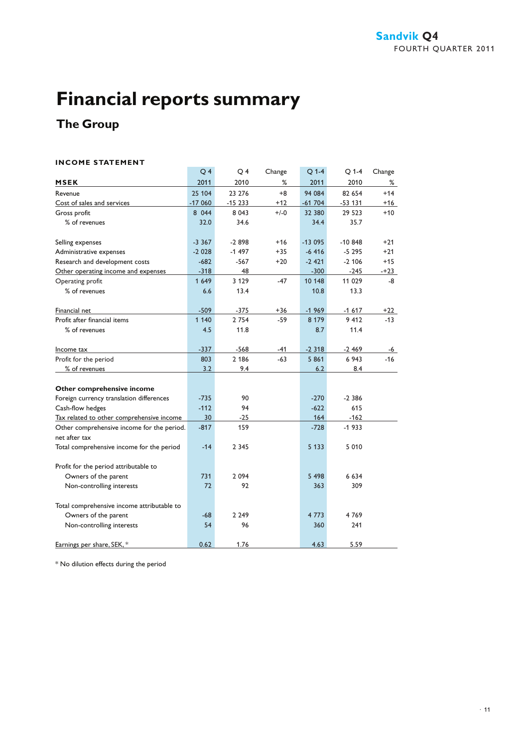# Financial reports summary

## The Group

### INCOME STATEMENT

| MSEK | Q 4 2011 | Q 4 2010 | Change % | Q 1-4 2011 | Q 1-4 2010 | Change % |
|---|---|---|---|---|---|---|
| Revenue | 25 104 | 23 276 | +8 | 94 084 | 82 654 | +14 |
| Cost of sales and services | -17 060 | -15 233 | +12 | -61 704 | -53 131 | +16 |
| Gross profit | 8 044 | 8 043 | +/-0 | 32 380 | 29 523 | +10 |
| % of revenues | 32.0 | 34.6 | | 34.4 | 35.7 | |
| Selling expenses | -3 367 | -2 898 | +16 | -13 095 | -10 848 | +21 |
| Administrative expenses | -2 028 | -1 497 | +35 | -6 416 | -5 295 | +21 |
| Research and development costs | -682 | -567 | +20 | -2 421 | -2 106 | +15 |
| Other operating income and expenses | -318 | 48 | | -300 | -245 | -+23 |
| Operating profit | 1 649 | 3 129 | -47 | 10 148 | 11 029 | -8 |
| % of revenues | 6.6 | 13.4 | | 10.8 | 13.3 | |
| Financial net | -509 | -375 | +36 | -1 969 | -1 617 | +22 |
| Profit after financial items | 1 140 | 2 754 | -59 | 8 179 | 9 412 | -13 |
| % of revenues | 4.5 | 11.8 | | 8.7 | 11.4 | |
| Income tax | -337 | -568 | -41 | -2 318 | -2 469 | -6 |
| Profit for the period | 803 | 2 186 | -63 | 5 861 | 6 943 | -16 |
| % of revenues | 3.2 | 9.4 | | 6.2 | 8.4 | |
| **Other comprehensive income** | | | | | | |
| Foreign currency translation differences | -735 | 90 | | -270 | -2 386 | |
| Cash-flow hedges | -112 | 94 | | -622 | 615 | |
| Tax related to other comprehensive income | 30 | -25 | | 164 | -162 | |
| Other comprehensive income for the period. net after tax | -817 | 159 | | -728 | -1 933 | |
| Total comprehensive income for the period | -14 | 2 345 | | 5 133 | 5 010 | |
| Profit for the period attributable to | | | | | | |
| Owners of the parent | 731 | 2 094 | | 5 498 | 6 634 | |
| Non-controlling interests | 72 | 92 | | 363 | 309 | |
| Total comprehensive income attributable to | | | | | | |
| Owners of the parent | -68 | 2 249 | | 4 773 | 4 769 | |
| Non-controlling interests | 54 | 96 | | 360 | 241 | |
| Earnings per share, SEK, * | 0.62 | 1.76 | | 4.63 | 5.59 | |

* No dilution effects during the period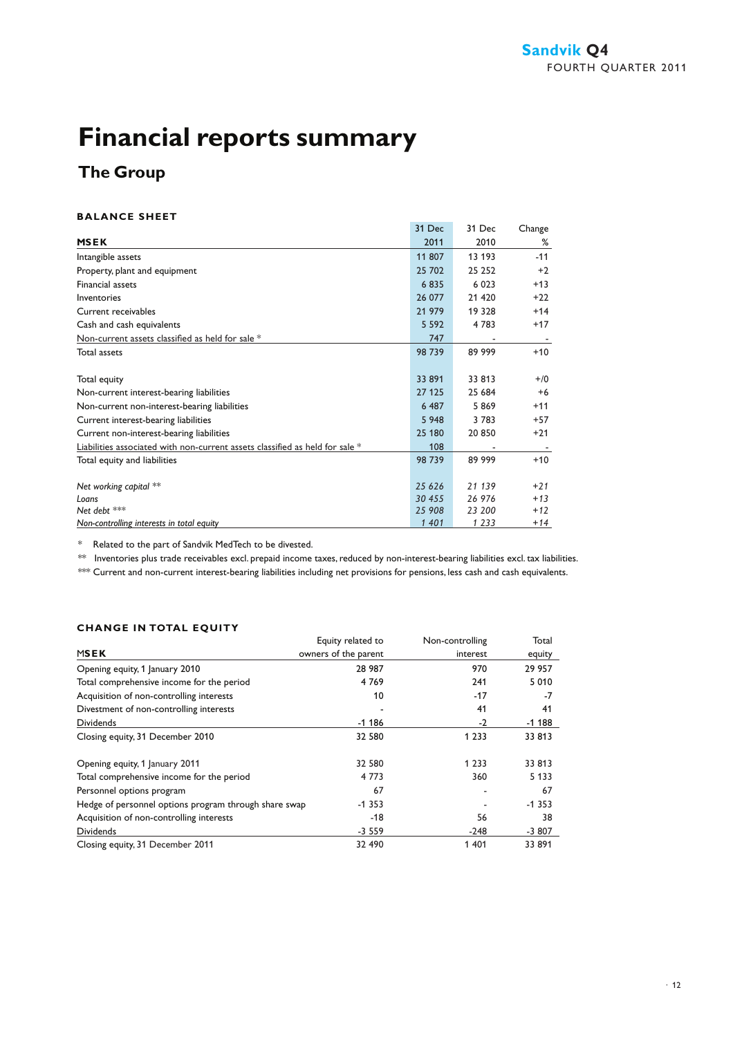# Financial reports summary

## The Group

### BALANCE SHEET

| MSEK | 31 Dec 2011 | 31 Dec 2010 | Change % |
|---|---|---|---|
| Intangible assets | 11 807 | 13 193 | -11 |
| Property, plant and equipment | 25 702 | 25 252 | +2 |
| Financial assets | 6 835 | 6 023 | +13 |
| Inventories | 26 077 | 21 420 | +22 |
| Current receivables | 21 979 | 19 328 | +14 |
| Cash and cash equivalents | 5 592 | 4 783 | +17 |
| Non-current assets classified as held for sale * | 747 | - | - |
| Total assets | 98 739 | 89 999 | +10 |
| | | | |
| Total equity | 33 891 | 33 813 | +/0 |
| Non-current interest-bearing liabilities | 27 125 | 25 684 | +6 |
| Non-current non-interest-bearing liabilities | 6 487 | 5 869 | +11 |
| Current interest-bearing liabilities | 5 948 | 3 783 | +57 |
| Current non-interest-bearing liabilities | 25 180 | 20 850 | +21 |
| Liabilities associated with non-current assets classified as held for sale * | 108 | - | - |
| Total equity and liabilities | 98 739 | 89 999 | +10 |
| | | | |
| *Net working capital ** * | *25 626* | *21 139* | *+21* |
| *Loans* | *30 455* | *26 976* | *+13* |
| *Net debt **** | *25 908* | *23 200* | *+12* |
| *Non-controlling interests in total equity* | *1 401* | *1 233* | *+14* |

\* Related to the part of Sandvik MedTech to be divested.

** Inventories plus trade receivables excl. prepaid income taxes, reduced by non-interest-bearing liabilities excl. tax liabilities.

*** Current and non-current interest-bearing liabilities including net provisions for pensions, less cash and cash equivalents.

### CHANGE IN TOTAL EQUITY

| MSEK | Equity related to owners of the parent | Non-controlling interest | Total equity |
|---|---|---|---|
| Opening equity, 1 January 2010 | 28 987 | 970 | 29 957 |
| Total comprehensive income for the period | 4 769 | 241 | 5 010 |
| Acquisition of non-controlling interests | 10 | -17 | -7 |
| Divestment of non-controlling interests | - | 41 | 41 |
| Dividends | -1 186 | -2 | -1 188 |
| Closing equity, 31 December 2010 | 32 580 | 1 233 | 33 813 |
| | | | |
| Opening equity, 1 January 2011 | 32 580 | 1 233 | 33 813 |
| Total comprehensive income for the period | 4 773 | 360 | 5 133 |
| Personnel options program | 67 | - | 67 |
| Hedge of personnel options program through share swap | -1 353 | - | -1 353 |
| Acquisition of non-controlling interests | -18 | 56 | 38 |
| Dividends | -3 559 | -248 | -3 807 |
| Closing equity, 31 December 2011 | 32 490 | 1 401 | 33 891 |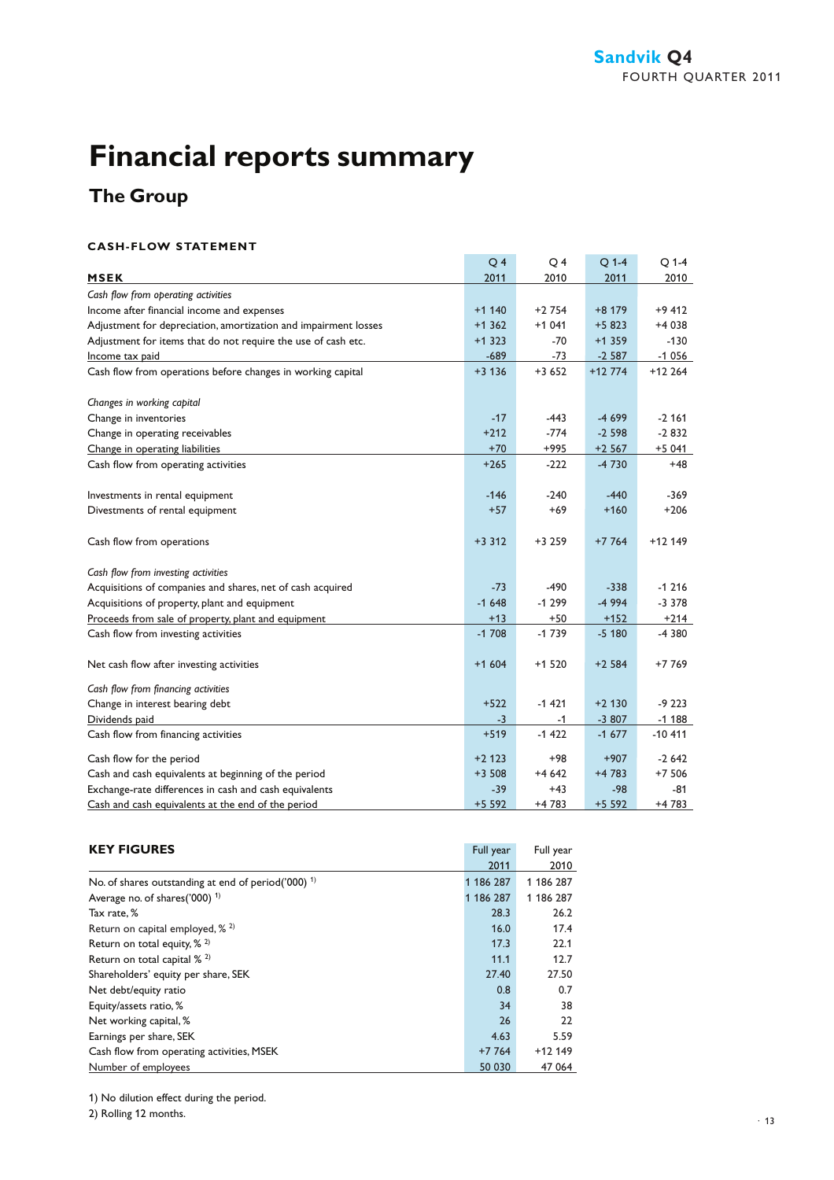# Financial reports summary

## The Group

### CASH-FLOW STATEMENT

| MSEK | Q 4 2011 | Q 4 2010 | Q 1-4 2011 | Q 1-4 2010 |
|---|---|---|---|---|
| *Cash flow from operating activities* | | | | |
| Income after financial income and expenses | +1 140 | +2 754 | +8 179 | +9 412 |
| Adjustment for depreciation, amortization and impairment losses | +1 362 | +1 041 | +5 823 | +4 038 |
| Adjustment for items that do not require the use of cash etc. | +1 323 | -70 | +1 359 | -130 |
| Income tax paid | -689 | -73 | -2 587 | -1 056 |
| Cash flow from operations before changes in working capital | +3 136 | +3 652 | +12 774 | +12 264 |
| *Changes in working capital* | | | | |
| Change in inventories | -17 | -443 | -4 699 | -2 161 |
| Change in operating receivables | +212 | -774 | -2 598 | -2 832 |
| Change in operating liabilities | +70 | +995 | +2 567 | +5 041 |
| Cash flow from operating activities | +265 | -222 | -4 730 | +48 |
| Investments in rental equipment | -146 | -240 | -440 | -369 |
| Divestments of rental equipment | +57 | +69 | +160 | +206 |
| Cash flow from operations | +3 312 | +3 259 | +7 764 | +12 149 |
| *Cash flow from investing activities* | | | | |
| Acquisitions of companies and shares, net of cash acquired | -73 | -490 | -338 | -1 216 |
| Acquisitions of property, plant and equipment | -1 648 | -1 299 | -4 994 | -3 378 |
| Proceeds from sale of property, plant and equipment | +13 | +50 | +152 | +214 |
| Cash flow from investing activities | -1 708 | -1 739 | -5 180 | -4 380 |
| Net cash flow after investing activities | +1 604 | +1 520 | +2 584 | +7 769 |
| *Cash flow from financing activities* | | | | |
| Change in interest bearing debt | +522 | -1 421 | +2 130 | -9 223 |
| Dividends paid | -3 | -1 | -3 807 | -1 188 |
| Cash flow from financing activities | +519 | -1 422 | -1 677 | -10 411 |
| Cash flow for the period | +2 123 | +98 | +907 | -2 642 |
| Cash and cash equivalents at beginning of the period | +3 508 | +4 642 | +4 783 | +7 506 |
| Exchange-rate differences in cash and cash equivalents | -39 | +43 | -98 | -81 |
| Cash and cash equivalents at the end of the period | +5 592 | +4 783 | +5 592 | +4 783 |

### KEY FIGURES

| | Full year 2011 | Full year 2010 |
|---|---|---|
| No. of shares outstanding at end of period('000) [1] | 1 186 287 | 1 186 287 |
| Average no. of shares('000) [1] | 1 186 287 | 1 186 287 |
| Tax rate, % | 28.3 | 26.2 |
| Return on capital employed, % [2] | 16.0 | 17.4 |
| Return on total equity, % [2] | 17.3 | 22.1 |
| Return on total capital % [2] | 11.1 | 12.7 |
| Shareholders' equity per share, SEK | 27.40 | 27.50 |
| Net debt/equity ratio | 0.8 | 0.7 |
| Equity/assets ratio, % | 34 | 38 |
| Net working capital, % | 26 | 22 |
| Earnings per share, SEK | 4.63 | 5.59 |
| Cash flow from operating activities, MSEK | +7 764 | +12 149 |
| Number of employees | 50 030 | 47 064 |

1) No dilution effect during the period.

2) Rolling 12 months.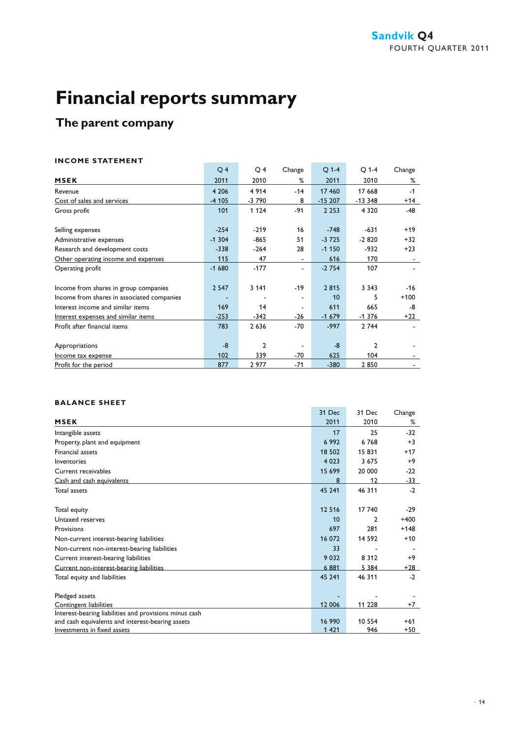# Financial reports summary

## The parent company

### INCOME STATEMENT

| MSEK | Q 4 2011 | Q 4 2010 | Change % | Q 1-4 2011 | Q 1-4 2010 | Change % |
|---|---|---|---|---|---|---|
| Revenue | 4 206 | 4 914 | -14 | 17 460 | 17 668 | -1 |
| Cost of sales and services | -4 105 | -3 790 | 8 | -15 207 | -13 348 | +14 |
| Gross profit | 101 | 1 124 | -91 | 2 253 | 4 320 | -48 |
| | | | | | | |
| Selling expenses | -254 | -219 | 16 | -748 | -631 | +19 |
| Administrative expenses | -1 304 | -865 | 51 | -3 725 | -2 820 | +32 |
| Research and development costs | -338 | -264 | 28 | -1 150 | -932 | +23 |
| Other operating income and expenses | 115 | 47 | - | 616 | 170 | - |
| Operating profit | -1 680 | -177 | - | -2 754 | 107 | - |
| | | | | | | |
| Income from shares in group companies | 2 547 | 3 141 | -19 | 2 815 | 3 343 | -16 |
| Income from shares in associated companies | - | - | - | 10 | 5 | +100 |
| Interest income and similar items | 169 | 14 | - | 611 | 665 | -8 |
| Interest expenses and similar items | -253 | -342 | -26 | -1 679 | -1 376 | +22 |
| Profit after financial items | 783 | 2 636 | -70 | -997 | 2 744 | - |
| | | | | | | |
| Appropriations | -8 | 2 | - | -8 | 2 | - |
| Income tax expense | 102 | 339 | -70 | 625 | 104 | - |
| Profit for the period | 877 | 2 977 | -71 | -380 | 2 850 | - |

### BALANCE SHEET

| MSEK | 31 Dec 2011 | 31 Dec 2010 | Change % |
|---|---|---|---|
| Intangible assets | 17 | 25 | -32 |
| Property, plant and equipment | 6 992 | 6 768 | +3 |
| Financial assets | 18 502 | 15 831 | +17 |
| Inventories | 4 023 | 3 675 | +9 |
| Current receivables | 15 699 | 20 000 | -22 |
| Cash and cash equivalents | 8 | 12 | -33 |
| Total assets | 45 241 | 46 311 | -2 |
| | | | |
| Total equity | 12 516 | 17 740 | -29 |
| Untaxed reserves | 10 | 2 | +400 |
| Provisions | 697 | 281 | +148 |
| Non-current interest-bearing liabilities | 16 072 | 14 592 | +10 |
| Non-current non-interest-bearing liabilities | 33 | - | - |
| Current interest-bearing liabilities | 9 032 | 8 312 | +9 |
| Current non-interest-bearing liabilities | 6 881 | 5 384 | +28 |
| Total equity and liabilities | 45 241 | 46 311 | -2 |
| | | | |
| Pledged assets | - | - | - |
| Contingent liabilities | 12 006 | 11 228 | +7 |
| Interest-bearing liabilities and provisions minus cash and cash equivalents and interest-bearing assets | 16 990 | 10 554 | +61 |
| Investments in fixed assets | 1 421 | 946 | +50 |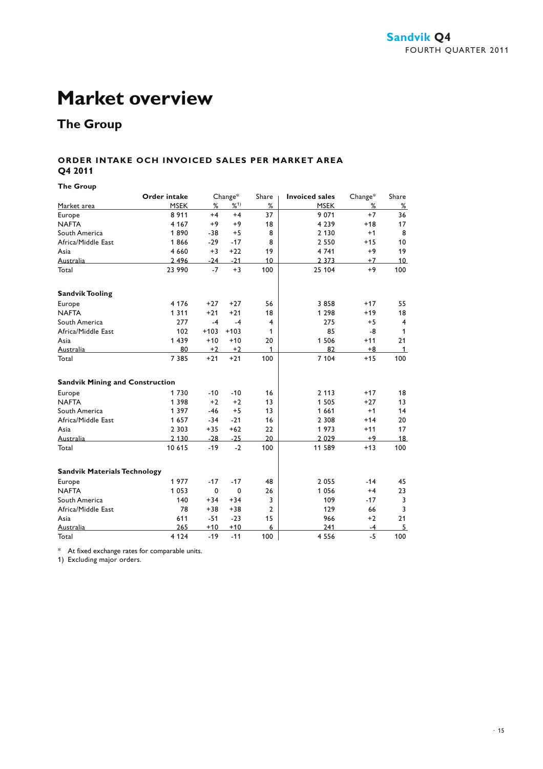# Market overview

## The Group

### ORDER INTAKE OCH INVOICED SALES PER MARKET AREA Q4 2011

**The Group**

| Market area | Order intake MSEK | Change* % | Change* %[1] | Share % | Invoiced sales MSEK | Change* % | Share % |
|---|---|---|---|---|---|---|---|
| Europe | 8 911 | +4 | +4 | 37 | 9 071 | +7 | 36 |
| NAFTA | 4 167 | +9 | +9 | 18 | 4 239 | +18 | 17 |
| South America | 1 890 | -38 | +5 | 8 | 2 130 | +1 | 8 |
| Africa/Middle East | 1 866 | -29 | -17 | 8 | 2 550 | +15 | 10 |
| Asia | 4 660 | +3 | +22 | 19 | 4 741 | +9 | 19 |
| Australia | 2 496 | -24 | -21 | 10 | 2 373 | +7 | 10 |
| Total | 23 990 | -7 | +3 | 100 | 25 104 | +9 | 100 |
| **Sandvik Tooling** | | | | | | | |
| Europe | 4 176 | +27 | +27 | 56 | 3 858 | +17 | 55 |
| NAFTA | 1 311 | +21 | +21 | 18 | 1 298 | +19 | 18 |
| South America | 277 | -4 | -4 | 4 | 275 | +5 | 4 |
| Africa/Middle East | 102 | +103 | +103 | 1 | 85 | -8 | 1 |
| Asia | 1 439 | +10 | +10 | 20 | 1 506 | +11 | 21 |
| Australia | 80 | +2 | +2 | 1 | 82 | +8 | 1 |
| Total | 7 385 | +21 | +21 | 100 | 7 104 | +15 | 100 |
| **Sandvik Mining and Construction** | | | | | | | |
| Europe | 1 730 | -10 | -10 | 16 | 2 113 | +17 | 18 |
| NAFTA | 1 398 | +2 | +2 | 13 | 1 505 | +27 | 13 |
| South America | 1 397 | -46 | +5 | 13 | 1 661 | +1 | 14 |
| Africa/Middle East | 1 657 | -34 | -21 | 16 | 2 308 | +14 | 20 |
| Asia | 2 303 | +35 | +62 | 22 | 1 973 | +11 | 17 |
| Australia | 2 130 | -28 | -25 | 20 | 2 029 | +9 | 18 |
| Total | 10 615 | -19 | -2 | 100 | 11 589 | +13 | 100 |
| **Sandvik Materials Technology** | | | | | | | |
| Europe | 1 977 | -17 | -17 | 48 | 2 055 | -14 | 45 |
| NAFTA | 1 053 | 0 | 0 | 26 | 1 056 | +4 | 23 |
| South America | 140 | +34 | +34 | 3 | 109 | -17 | 3 |
| Africa/Middle East | 78 | +38 | +38 | 2 | 129 | 66 | 3 |
| Asia | 611 | -51 | -23 | 15 | 966 | +2 | 21 |
| Australia | 265 | +10 | +10 | 6 | 241 | -4 | 5 |
| Total | 4 124 | -19 | -11 | 100 | 4 556 | -5 | 100 |

\* At fixed exchange rates for comparable units.

1) Excluding major orders.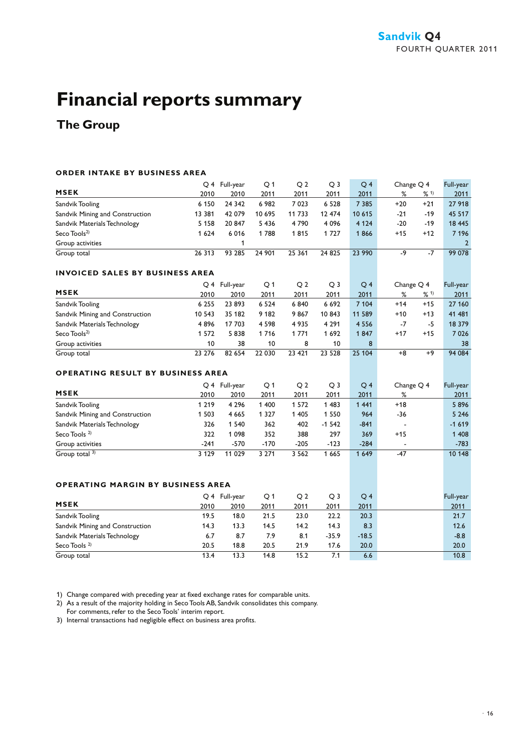# Financial reports summary

## The Group

### ORDER INTAKE BY BUSINESS AREA

| MSEK | Q 4 2010 | Full-year 2010 | Q 1 2011 | Q 2 2011 | Q 3 2011 | Q 4 2011 | Change Q 4 % | Change Q 4 % 1) | Full-year 2011 |
|---|---|---|---|---|---|---|---|---|---|
| Sandvik Tooling | 6 150 | 24 342 | 6 982 | 7 023 | 6 528 | 7 385 | +20 | +21 | 27 918 |
| Sandvik Mining and Construction | 13 381 | 42 079 | 10 695 | 11 733 | 12 474 | 10 615 | -21 | -19 | 45 517 |
| Sandvik Materials Technology | 5 158 | 20 847 | 5 436 | 4 790 | 4 096 | 4 124 | -20 | -19 | 18 445 |
| Seco Tools 2) | 1 624 | 6 016 | 1 788 | 1 815 | 1 727 | 1 866 | +15 | +12 | 7 196 |
| Group activities | | 1 | | | | | | | 2 |
| Group total | 26 313 | 93 285 | 24 901 | 25 361 | 24 825 | 23 990 | -9 | -7 | 99 078 |

### INVOICED SALES BY BUSINESS AREA

| MSEK | Q 4 2010 | Full-year 2010 | Q 1 2011 | Q 2 2011 | Q 3 2011 | Q 4 2011 | Change Q 4 % | Change Q 4 % 1) | Full-year 2011 |
|---|---|---|---|---|---|---|---|---|---|
| Sandvik Tooling | 6 255 | 23 893 | 6 524 | 6 840 | 6 692 | 7 104 | +14 | +15 | 27 160 |
| Sandvik Mining and Construction | 10 543 | 35 182 | 9 182 | 9 867 | 10 843 | 11 589 | +10 | +13 | 41 481 |
| Sandvik Materials Technology | 4 896 | 17 703 | 4 598 | 4 935 | 4 291 | 4 556 | -7 | -5 | 18 379 |
| Seco Tools 2) | 1 572 | 5 838 | 1 716 | 1 771 | 1 692 | 1 847 | +17 | +15 | 7 026 |
| Group activities | 10 | 38 | 10 | 8 | 10 | 8 | | | 38 |
| Group total | 23 276 | 82 654 | 22 030 | 23 421 | 23 528 | 25 104 | +8 | +9 | 94 084 |

### OPERATING RESULT BY BUSINESS AREA

| MSEK | Q 4 2010 | Full-year 2010 | Q 1 2011 | Q 2 2011 | Q 3 2011 | Q 4 2011 | Change Q 4 % | Full-year 2011 |
|---|---|---|---|---|---|---|---|---|
| Sandvik Tooling | 1 219 | 4 296 | 1 400 | 1 572 | 1 483 | 1 441 | +18 | 5 896 |
| Sandvik Mining and Construction | 1 503 | 4 665 | 1 327 | 1 405 | 1 550 | 964 | -36 | 5 246 |
| Sandvik Materials Technology | 326 | 1 540 | 362 | 402 | -1 542 | -841 | - | -1 619 |
| Seco Tools 2) | 322 | 1 098 | 352 | 388 | 297 | 369 | +15 | 1 408 |
| Group activities | -241 | -570 | -170 | -205 | -123 | -284 | - | -783 |
| Group total 3) | 3 129 | 11 029 | 3 271 | 3 562 | 1 665 | 1 649 | -47 | 10 148 |

### OPERATING MARGIN BY BUSINESS AREA

| MSEK | Q 4 2010 | Full-year 2010 | Q 1 2011 | Q 2 2011 | Q 3 2011 | Q 4 2011 | Full-year 2011 |
|---|---|---|---|---|---|---|---|
| Sandvik Tooling | 19.5 | 18.0 | 21.5 | 23.0 | 22.2 | 20.3 | 21.7 |
| Sandvik Mining and Construction | 14.3 | 13.3 | 14.5 | 14.2 | 14.3 | 8.3 | 12.6 |
| Sandvik Materials Technology | 6.7 | 8.7 | 7.9 | 8.1 | -35.9 | -18.5 | -8.8 |
| Seco Tools 2) | 20.5 | 18.8 | 20.5 | 21.9 | 17.6 | 20.0 | 20.0 |
| Group total | 13.4 | 13.3 | 14.8 | 15.2 | 7.1 | 6.6 | 10.8 |

1) Change compared with preceding year at fixed exchange rates for comparable units.
2) As a result of the majority holding in Seco Tools AB, Sandvik consolidates this company. For comments, refer to the Seco Tools' interim report.
3) Internal transactions had negligible effect on business area profits.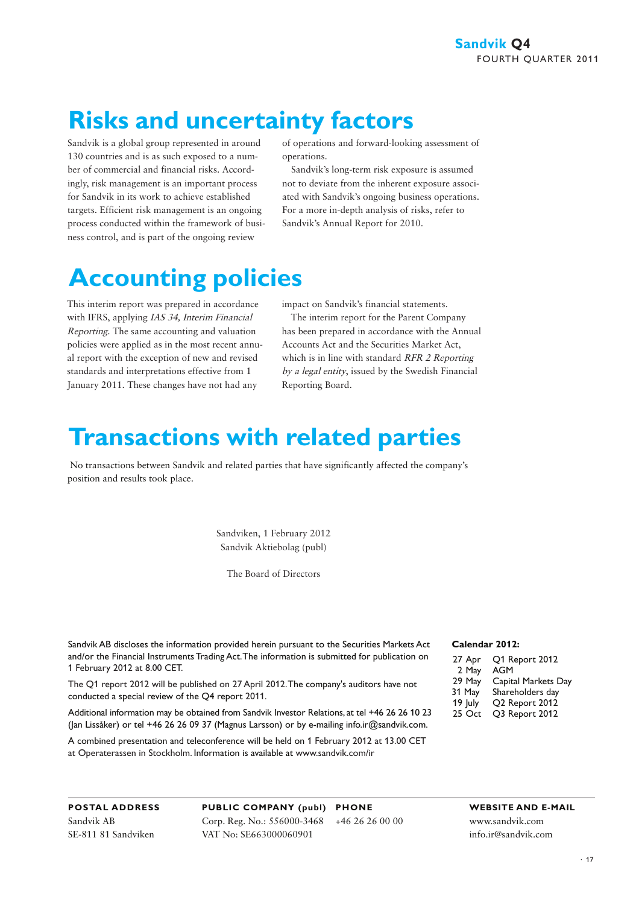# Risks and uncertainty factors

Sandvik is a global group represented in around 130 countries and is as such exposed to a number of commercial and financial risks. Accordingly, risk management is an important process for Sandvik in its work to achieve established targets. Efficient risk management is an ongoing process conducted within the framework of business control, and is part of the ongoing review of operations and forward-looking assessment of operations.

Sandvik's long-term risk exposure is assumed not to deviate from the inherent exposure associated with Sandvik's ongoing business operations. For a more in-depth analysis of risks, refer to Sandvik's Annual Report for 2010.

# Accounting policies

This interim report was prepared in accordance with IFRS, applying *IAS 34, Interim Financial Reporting*. The same accounting and valuation policies were applied as in the most recent annual report with the exception of new and revised standards and interpretations effective from 1 January 2011. These changes have not had any impact on Sandvik's financial statements.

The interim report for the Parent Company has been prepared in accordance with the Annual Accounts Act and the Securities Market Act, which is in line with standard *RFR 2 Reporting by a legal entity*, issued by the Swedish Financial Reporting Board.

# Transactions with related parties

No transactions between Sandvik and related parties that have significantly affected the company's position and results took place.

Sandviken, 1 February 2012
Sandvik Aktiebolag (publ)

The Board of Directors

Sandvik AB discloses the information provided herein pursuant to the Securities Markets Act and/or the Financial Instruments Trading Act. The information is submitted for publication on 1 February 2012 at 8.00 CET.

The Q1 report 2012 will be published on 27 April 2012. The company's auditors have not conducted a special review of the Q4 report 2011.

Additional information may be obtained from Sandvik Investor Relations, at tel +46 26 26 10 23 (Jan Lissåker) or tel +46 26 26 09 37 (Magnus Larsson) or by e-mailing info.ir@sandvik.com.

A combined presentation and teleconference will be held on 1 February 2012 at 13.00 CET at Operaterassen in Stockholm. Information is available at www.sandvik.com/ir

**Calendar 2012:**

| | |
|---|---|
| 27 Apr | Q1 Report 2012 |
| 2 May | AGM |
| 29 May | Capital Markets Day |
| 31 May | Shareholders day |
| 19 July | Q2 Report 2012 |
| 25 Oct | Q3 Report 2012 |

| POSTAL ADDRESS | PUBLIC COMPANY (publ) | PHONE | WEBSITE AND E-MAIL |
|---|---|---|---|
| Sandvik AB | Corp. Reg. No.: 556000-3468 | +46 26 26 00 00 | www.sandvik.com |
| SE-811 81 Sandviken | VAT No: SE663000060901 | | info.ir@sandvik.com |